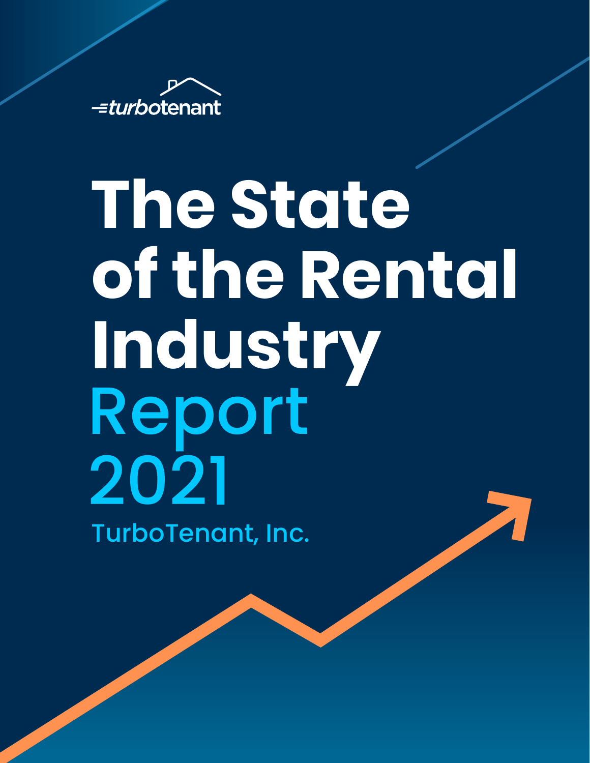turbotenant

# The State of the Rental Industry Report 2021

TurboTenant, Inc.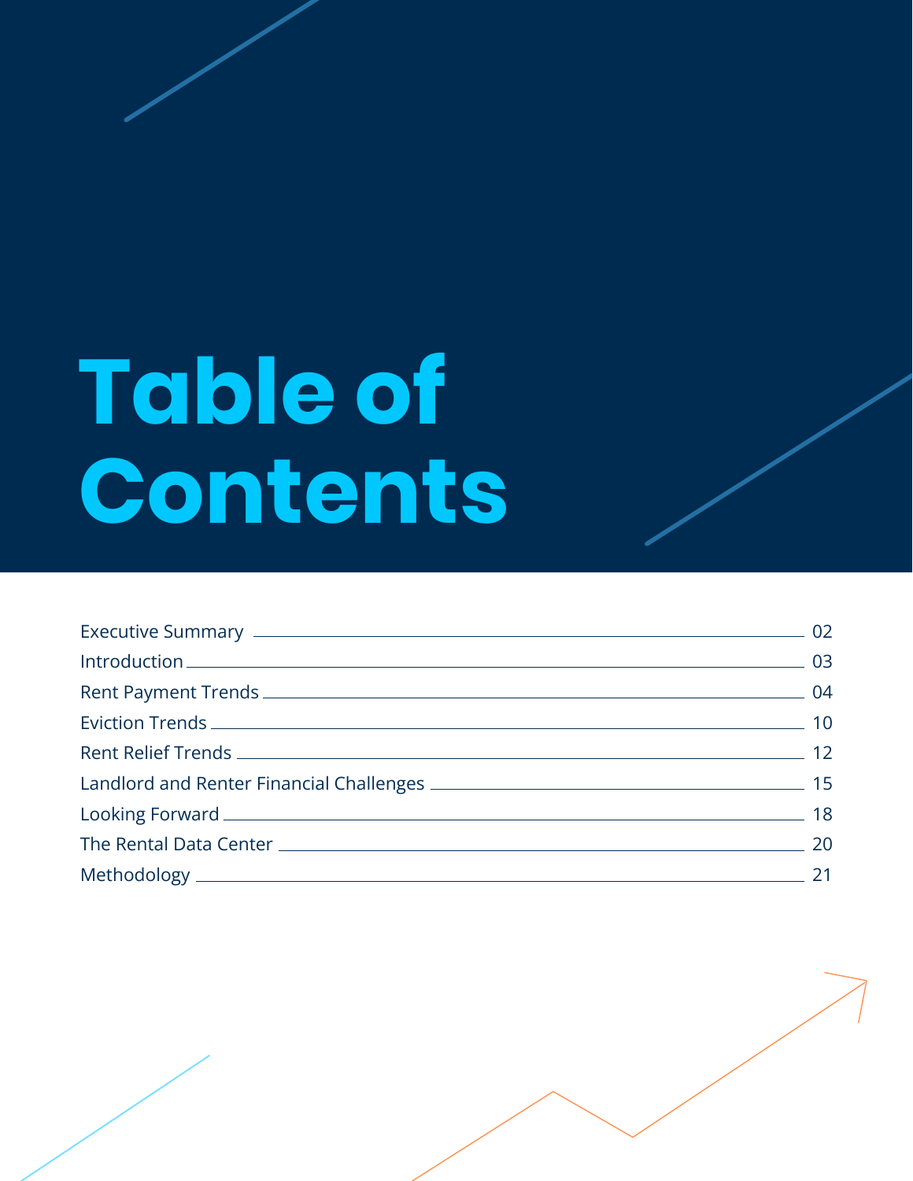# Table of Contents

| | |
|---|---|
| Executive Summary | 02 |
| Introduction | 03 |
| Rent Payment Trends | 04 |
| Eviction Trends | 10 |
| Rent Relief Trends | 12 |
| Landlord and Renter Financial Challenges | 15 |
| Looking Forward | 18 |
| The Rental Data Center | 20 |
| Methodology | 21 |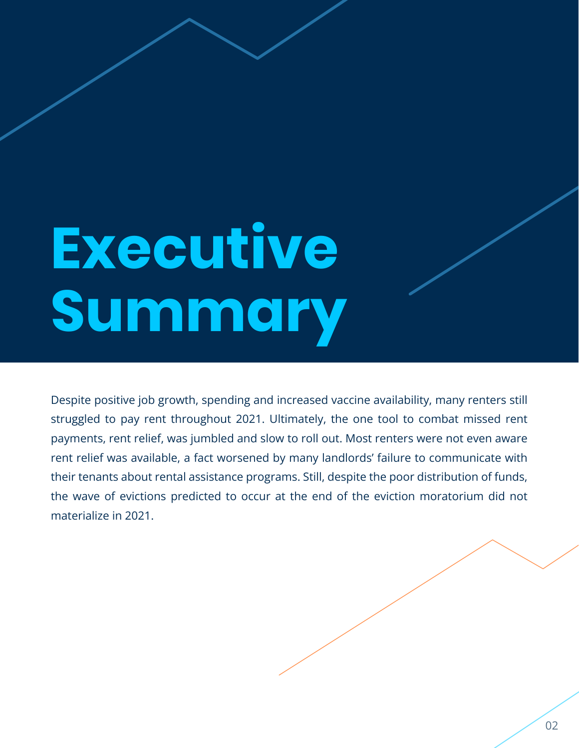# Executive Summary

Despite positive job growth, spending and increased vaccine availability, many renters still struggled to pay rent throughout 2021. Ultimately, the one tool to combat missed rent payments, rent relief, was jumbled and slow to roll out. Most renters were not even aware rent relief was available, a fact worsened by many landlords' failure to communicate with their tenants about rental assistance programs. Still, despite the poor distribution of funds, the wave of evictions predicted to occur at the end of the eviction moratorium did not materialize in 2021.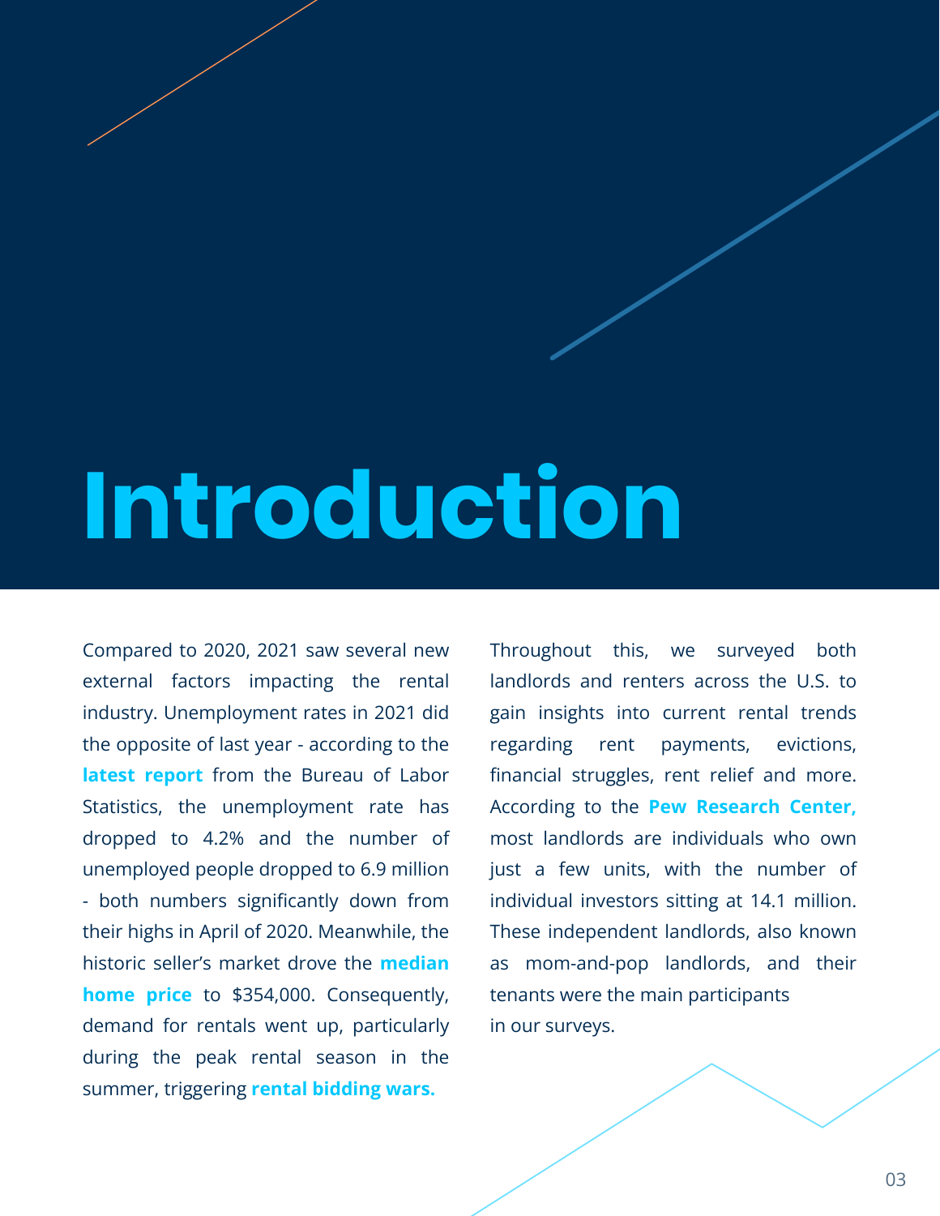# Introduction

Compared to 2020, 2021 saw several new external factors impacting the rental industry. Unemployment rates in 2021 did the opposite of last year - according to the **latest report** from the Bureau of Labor Statistics, the unemployment rate has dropped to 4.2% and the number of unemployed people dropped to 6.9 million - both numbers significantly down from their highs in April of 2020. Meanwhile, the historic seller's market drove the **median home price** to $354,000. Consequently, demand for rentals went up, particularly during the peak rental season in the summer, triggering **rental bidding wars.**

Throughout this, we surveyed both landlords and renters across the U.S. to gain insights into current rental trends regarding rent payments, evictions, financial struggles, rent relief and more. According to the **Pew Research Center,** most landlords are individuals who own just a few units, with the number of individual investors sitting at 14.1 million. These independent landlords, also known as mom-and-pop landlords, and their tenants were the main participants in our surveys.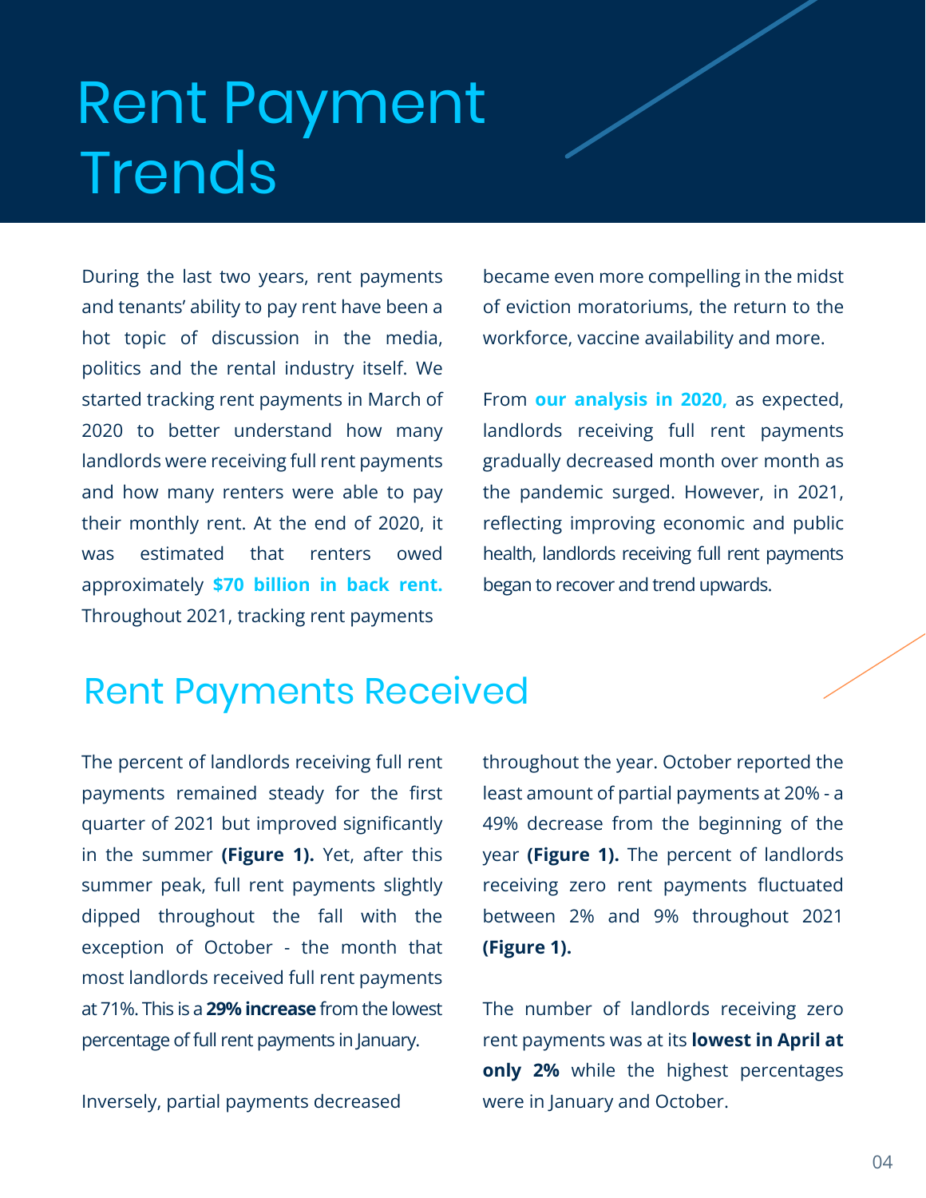# Rent Payment Trends

During the last two years, rent payments and tenants' ability to pay rent have been a hot topic of discussion in the media, politics and the rental industry itself. We started tracking rent payments in March of 2020 to better understand how many landlords were receiving full rent payments and how many renters were able to pay their monthly rent. At the end of 2020, it was estimated that renters owed approximately **$70 billion in back rent.** Throughout 2021, tracking rent payments became even more compelling in the midst of eviction moratoriums, the return to the workforce, vaccine availability and more.

From **our analysis in 2020,** as expected, landlords receiving full rent payments gradually decreased month over month as the pandemic surged. However, in 2021, reflecting improving economic and public health, landlords receiving full rent payments began to recover and trend upwards.

## Rent Payments Received

The percent of landlords receiving full rent payments remained steady for the first quarter of 2021 but improved significantly in the summer **(Figure 1).** Yet, after this summer peak, full rent payments slightly dipped throughout the fall with the exception of October - the month that most landlords received full rent payments at 71%. This is a **29% increase** from the lowest percentage of full rent payments in January.

Inversely, partial payments decreased throughout the year. October reported the least amount of partial payments at 20% - a 49% decrease from the beginning of the year **(Figure 1).** The percent of landlords receiving zero rent payments fluctuated between 2% and 9% throughout 2021 **(Figure 1).**

The number of landlords receiving zero rent payments was at its **lowest in April at only 2%** while the highest percentages were in January and October.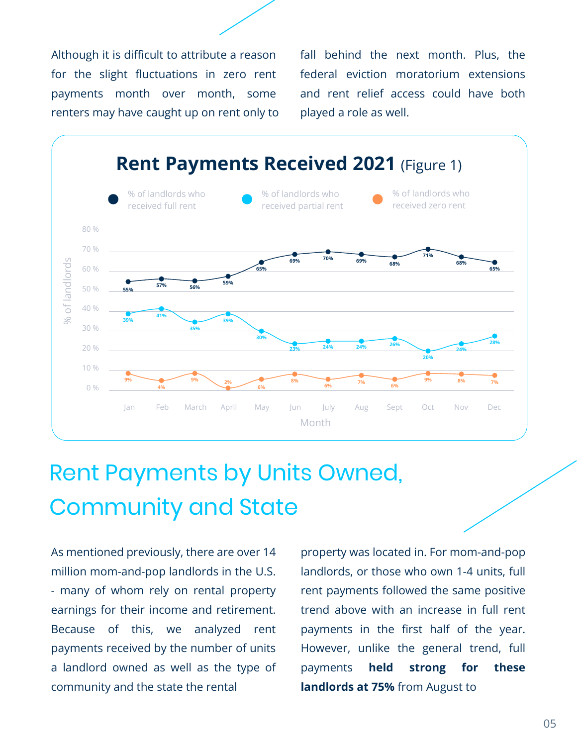Although it is difficult to attribute a reason for the slight fluctuations in zero rent payments month over month, some renters may have caught up on rent only to fall behind the next month. Plus, the federal eviction moratorium extensions and rent relief access could have both played a role as well.

**Rent Payments Received 2021** (Figure 1)

% of landlords who received full rent
% of landlords who received partial rent
% of landlords who received zero rent

80 %
70 %
60 %
50 %
40 %
30 %
20 %
10 %
0 %

% of landlords

Full rent: 55% 57% 56% 59% 65% 69% 70% 69% 68% 71% 68% 65%
Partial rent: 39% 41% 35% 39% 30% 23% 24% 24% 26% 20% 24% 28%
Zero rent: 9% 4% 9% 2% 6% 8% 6% 7% 6% 9% 8% 7%

Jan Feb March April May Jun July Aug Sept Oct Nov Dec

Month

## Rent Payments by Units Owned, Community and State

As mentioned previously, there are over 14 million mom-and-pop landlords in the U.S. - many of whom rely on rental property earnings for their income and retirement. Because of this, we analyzed rent payments received by the number of units a landlord owned as well as the type of community and the state the rental property was located in. For mom-and-pop landlords, or those who own 1-4 units, full rent payments followed the same positive trend above with an increase in full rent payments in the first half of the year. However, unlike the general trend, full payments **held strong for these landlords at 75%** from August to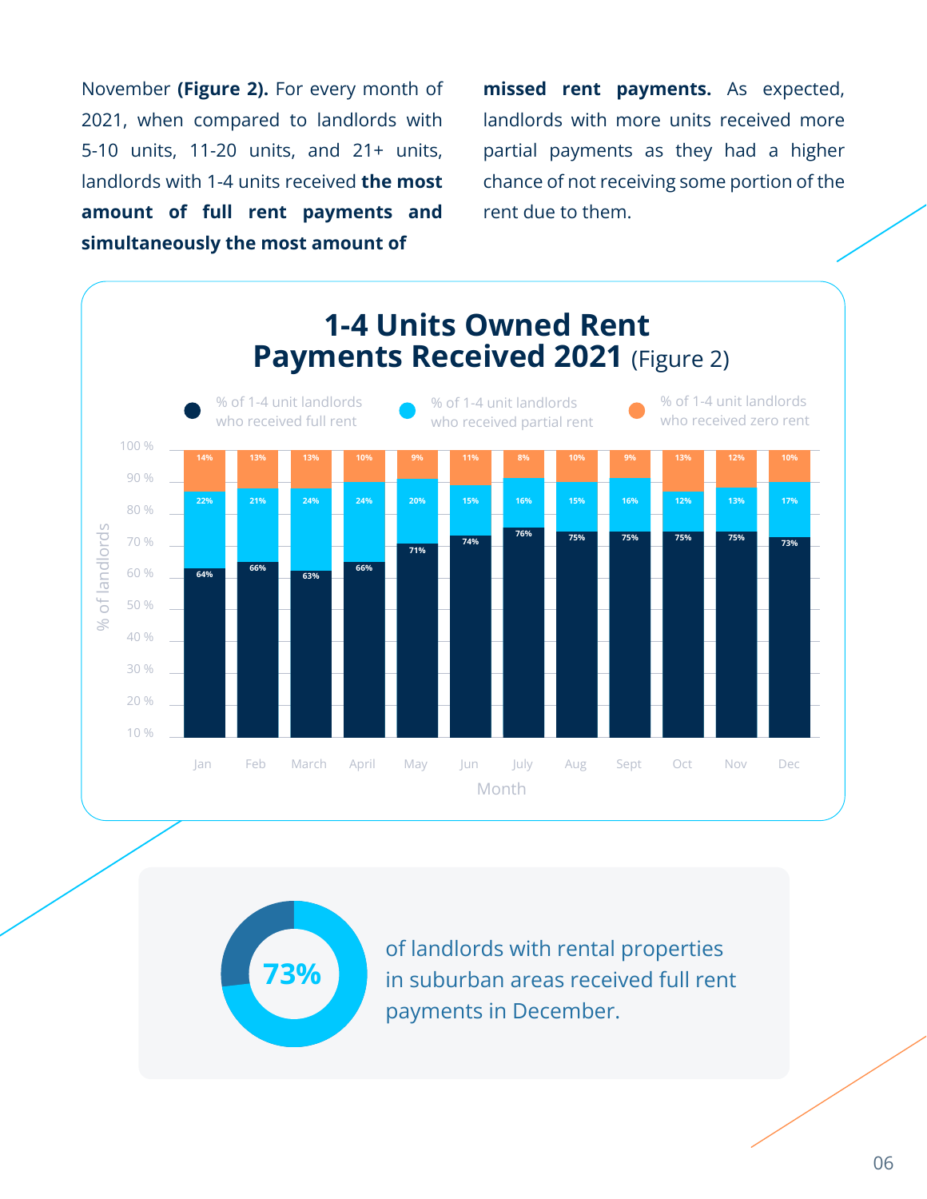November **(Figure 2).** For every month of 2021, when compared to landlords with 5-10 units, 11-20 units, and 21+ units, landlords with 1-4 units received **the most amount of full rent payments and simultaneously the most amount of missed rent payments.** As expected, landlords with more units received more partial payments as they had a higher chance of not receiving some portion of the rent due to them.

## 1-4 Units Owned Rent Payments Received 2021 (Figure 2)

% of 1-4 unit landlords who received full rent

% of 1-4 unit landlords who received partial rent

% of 1-4 unit landlords who received zero rent

100 %
90 %
80 %
70 %
60 %
50 %
40 %
30 %
20 %
10 %

% of landlords

Jan: 64%, 22%, 14%
Feb: 66%, 21%, 13%
March: 63%, 24%, 13%
April: 66%, 24%, 10%
May: 71%, 20%, 9%
Jun: 74%, 15%, 11%
July: 76%, 16%, 8%
Aug: 75%, 15%, 10%
Sept: 75%, 16%, 9%
Oct: 75%, 12%, 13%
Nov: 75%, 13%, 12%
Dec: 73%, 17%, 10%

Month

**73%** of landlords with rental properties in suburban areas received full rent payments in December.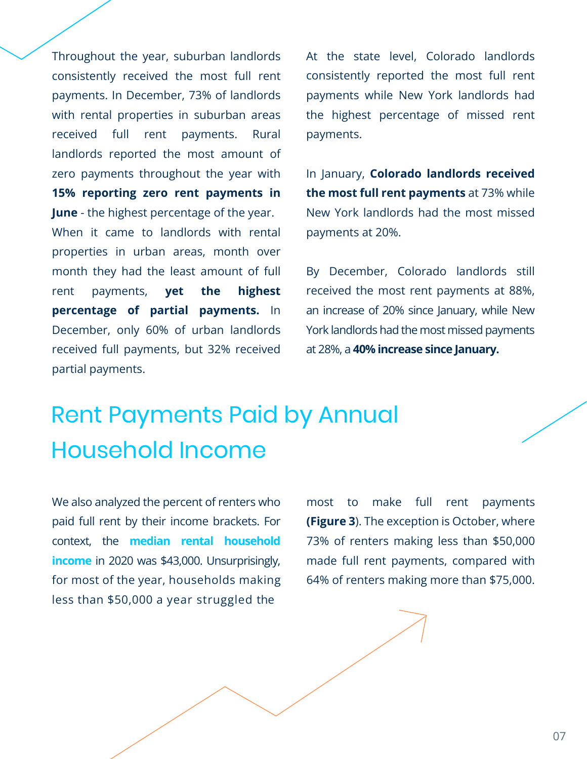Throughout the year, suburban landlords consistently received the most full rent payments. In December, 73% of landlords with rental properties in suburban areas received full rent payments. Rural landlords reported the most amount of zero payments throughout the year with **15% reporting zero rent payments in June** - the highest percentage of the year. When it came to landlords with rental properties in urban areas, month over month they had the least amount of full rent payments, **yet the highest percentage of partial payments.** In December, only 60% of urban landlords received full payments, but 32% received partial payments.

At the state level, Colorado landlords consistently reported the most full rent payments while New York landlords had the highest percentage of missed rent payments.

In January, **Colorado landlords received the most full rent payments** at 73% while New York landlords had the most missed payments at 20%.

By December, Colorado landlords still received the most rent payments at 88%, an increase of 20% since January, while New York landlords had the most missed payments at 28%, a **40% increase since January.**

# Rent Payments Paid by Annual Household Income

We also analyzed the percent of renters who paid full rent by their income brackets. For context, the **median rental household income** in 2020 was $43,000. Unsurprisingly, for most of the year, households making less than $50,000 a year struggled the most to make full rent payments **(Figure 3**). The exception is October, where 73% of renters making less than $50,000 made full rent payments, compared with 64% of renters making more than $75,000.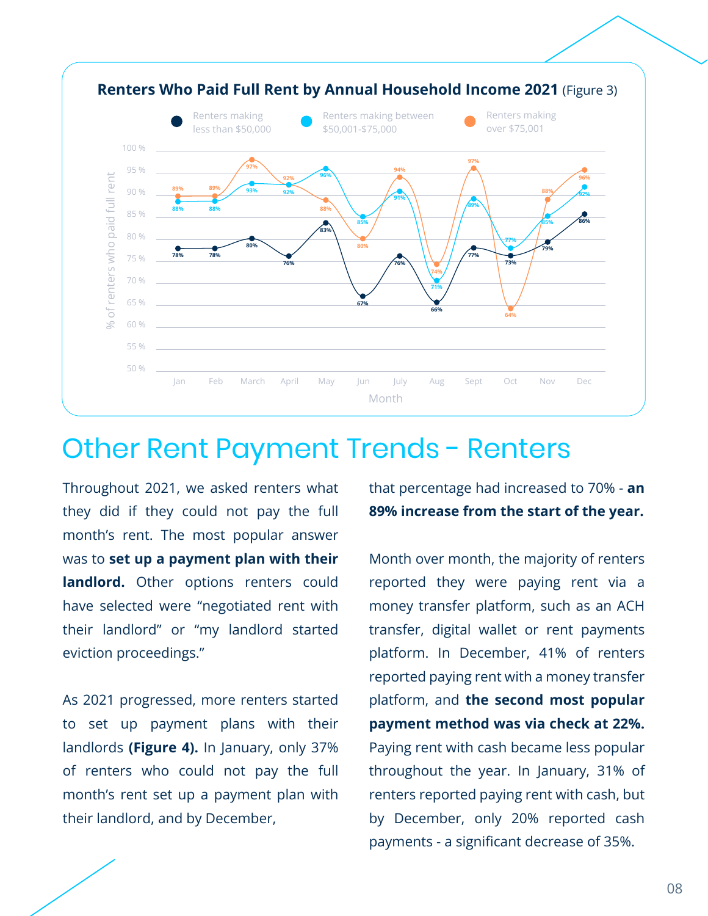**Renters Who Paid Full Rent by Annual Household Income 2021** (Figure 3)

Renters making less than $50,000
Renters making between $50,001-$75,000
Renters making over $75,001

100 %
95 %
90 %
85 %
80 %
75 %
70 %
65 %
60 %
55 %
50 %

% of renters who paid full rent

89% 89% 97% 92% 88% 80% 94% 74% 97% 64% 88% 96%
88% 88% 93% 92% 96% 85% 91% 71% 89% 77% 85% 92%
78% 78% 80% 76% 83% 67% 76% 66% 77% 73% 79% 86%

Jan Feb March April May Jun July Aug Sept Oct Nov Dec

Month

# Other Rent Payment Trends - Renters

Throughout 2021, we asked renters what they did if they could not pay the full month's rent. The most popular answer was to **set up a payment plan with their landlord.** Other options renters could have selected were "negotiated rent with their landlord" or "my landlord started eviction proceedings."

As 2021 progressed, more renters started to set up payment plans with their landlords **(Figure 4).** In January, only 37% of renters who could not pay the full month's rent set up a payment plan with their landlord, and by December, that percentage had increased to 70% - **an 89% increase from the start of the year.**

Month over month, the majority of renters reported they were paying rent via a money transfer platform, such as an ACH transfer, digital wallet or rent payments platform. In December, 41% of renters reported paying rent with a money transfer platform, and **the second most popular payment method was via check at 22%.** Paying rent with cash became less popular throughout the year. In January, 31% of renters reported paying rent with cash, but by December, only 20% reported cash payments - a significant decrease of 35%.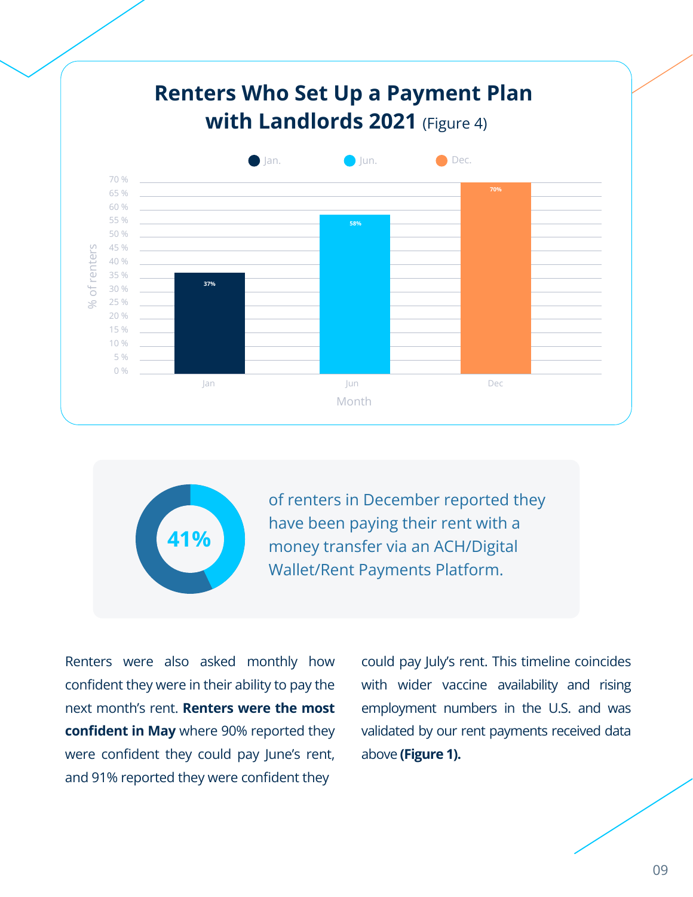## Renters Who Set Up a Payment Plan with Landlords 2021 (Figure 4)

Jan. Jun. Dec.

70 %
65 %
60 %
55 %
50 %
45 %
40 %
35 %
30 %
25 %
20 %
15 %
10 %
5 %
0 %

% of renters

37%
58%
70%

Jan
Jun
Dec

Month

41%

of renters in December reported they have been paying their rent with a money transfer via an ACH/Digital Wallet/Rent Payments Platform.

Renters were also asked monthly how confident they were in their ability to pay the next month's rent. **Renters were the most confident in May** where 90% reported they were confident they could pay June's rent, and 91% reported they were confident they could pay July's rent. This timeline coincides with wider vaccine availability and rising employment numbers in the U.S. and was validated by our rent payments received data above **(Figure 1).**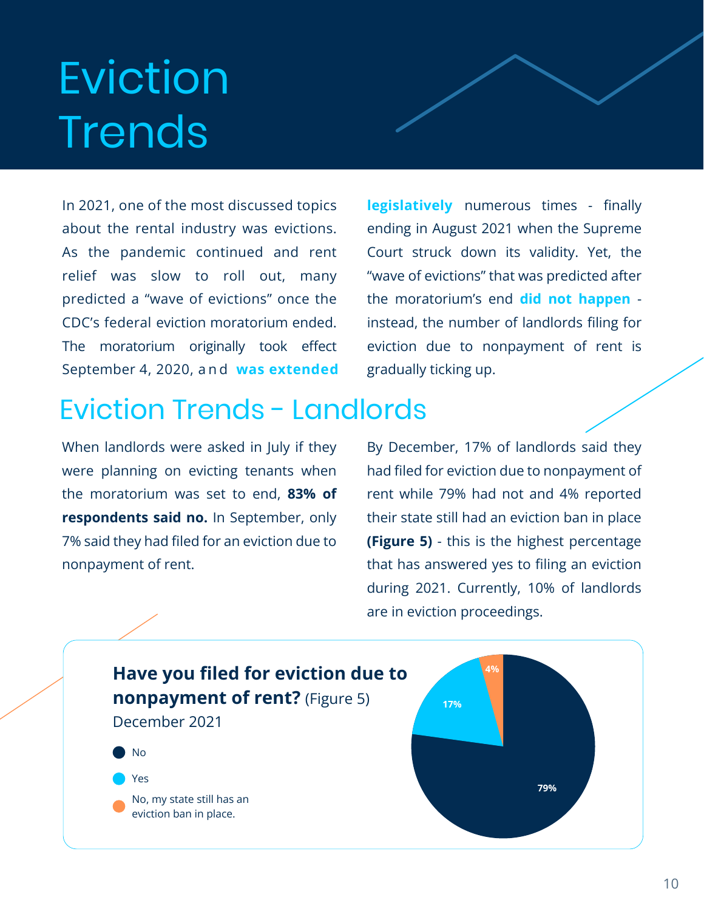# Eviction Trends

In 2021, one of the most discussed topics about the rental industry was evictions. As the pandemic continued and rent relief was slow to roll out, many predicted a "wave of evictions" once the CDC's federal eviction moratorium ended. The moratorium originally took effect September 4, 2020, and **was extended legislatively** numerous times - finally ending in August 2021 when the Supreme Court struck down its validity. Yet, the "wave of evictions" that was predicted after the moratorium's end **did not happen** - instead, the number of landlords filing for eviction due to nonpayment of rent is gradually ticking up.

## Eviction Trends - Landlords

When landlords were asked in July if they were planning on evicting tenants when the moratorium was set to end, **83% of respondents said no.** In September, only 7% said they had filed for an eviction due to nonpayment of rent.

By December, 17% of landlords said they had filed for eviction due to nonpayment of rent while 79% had not and 4% reported their state still had an eviction ban in place **(Figure 5)** - this is the highest percentage that has answered yes to filing an eviction during 2021. Currently, 10% of landlords are in eviction proceedings.

**Have you filed for eviction due to nonpayment of rent?** (Figure 5)
December 2021

No
Yes
No, my state still has an eviction ban in place.

4%
17%
79%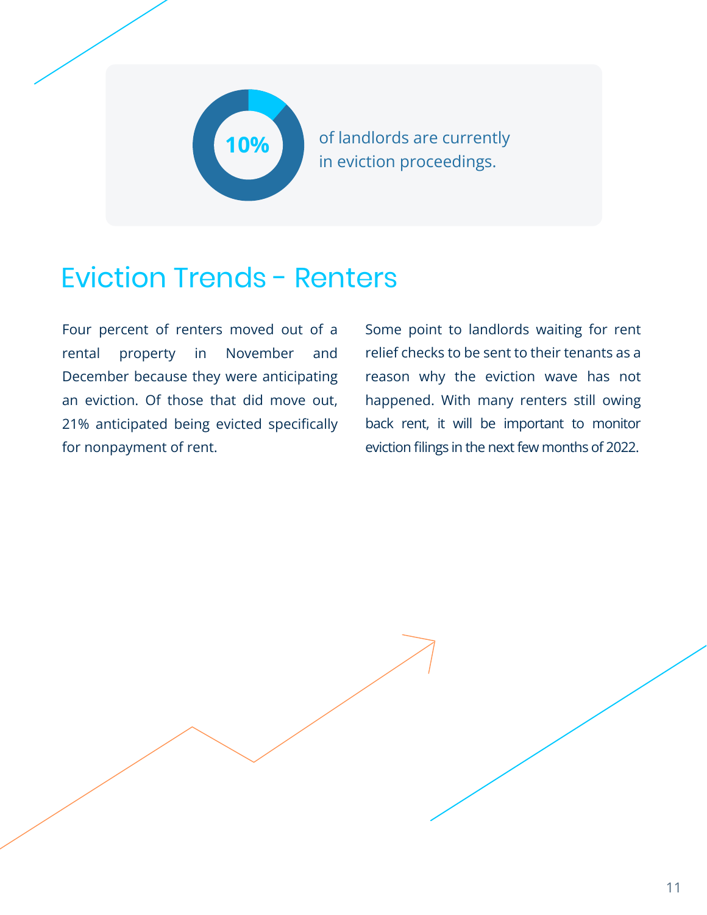10%

of landlords are currently in eviction proceedings.

## Eviction Trends - Renters

Four percent of renters moved out of a rental property in November and December because they were anticipating an eviction. Of those that did move out, 21% anticipated being evicted specifically for nonpayment of rent.

Some point to landlords waiting for rent relief checks to be sent to their tenants as a reason why the eviction wave has not happened. With many renters still owing back rent, it will be important to monitor eviction filings in the next few months of 2022.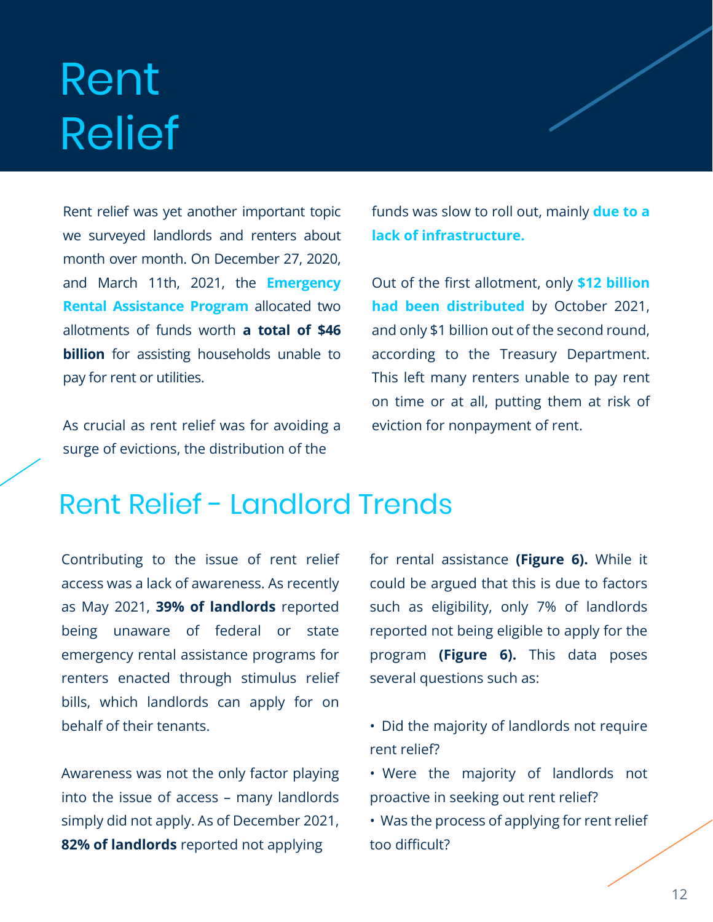# Rent Relief

Rent relief was yet another important topic we surveyed landlords and renters about month over month. On December 27, 2020, and March 11th, 2021, the **Emergency Rental Assistance Program** allocated two allotments of funds worth **a total of $46 billion** for assisting households unable to pay for rent or utilities.

As crucial as rent relief was for avoiding a surge of evictions, the distribution of the funds was slow to roll out, mainly **due to a lack of infrastructure.**

Out of the first allotment, only **$12 billion had been distributed** by October 2021, and only $1 billion out of the second round, according to the Treasury Department. This left many renters unable to pay rent on time or at all, putting them at risk of eviction for nonpayment of rent.

## Rent Relief - Landlord Trends

Contributing to the issue of rent relief access was a lack of awareness. As recently as May 2021, **39% of landlords** reported being unaware of federal or state emergency rental assistance programs for renters enacted through stimulus relief bills, which landlords can apply for on behalf of their tenants.

Awareness was not the only factor playing into the issue of access – many landlords simply did not apply. As of December 2021, **82% of landlords** reported not applying for rental assistance **(Figure 6).** While it could be argued that this is due to factors such as eligibility, only 7% of landlords reported not being eligible to apply for the program **(Figure 6).** This data poses several questions such as:

- Did the majority of landlords not require rent relief?
- Were the majority of landlords not proactive in seeking out rent relief?
- Was the process of applying for rent relief too difficult?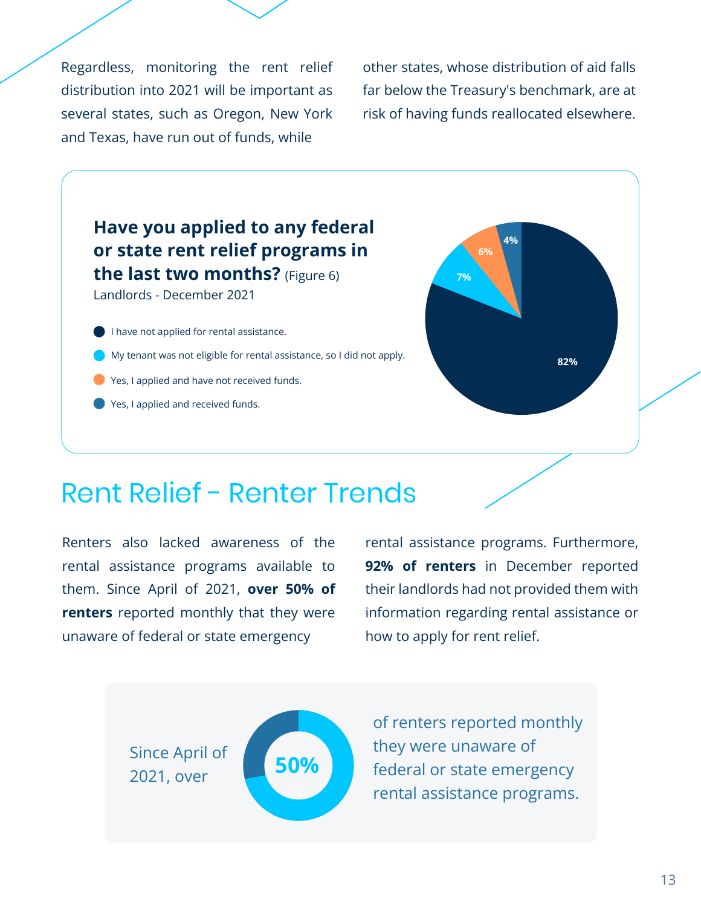Regardless, monitoring the rent relief distribution into 2021 will be important as several states, such as Oregon, New York and Texas, have run out of funds, while other states, whose distribution of aid falls far below the Treasury's benchmark, are at risk of having funds reallocated elsewhere.

**Have you applied to any federal or state rent relief programs in the last two months?** (Figure 6)

Landlords - December 2021

- I have not applied for rental assistance.
- My tenant was not eligible for rental assistance, so I did not apply.
- Yes, I applied and have not received funds.
- Yes, I applied and received funds.

82%
7%
6%
4%

## Rent Relief - Renter Trends

Renters also lacked awareness of the rental assistance programs available to them. Since April of 2021, **over 50% of renters** reported monthly that they were unaware of federal or state emergency rental assistance programs. Furthermore, **92% of renters** in December reported their landlords had not provided them with information regarding rental assistance or how to apply for rent relief.

Since April of 2021, over **50%** of renters reported monthly they were unaware of federal or state emergency rental assistance programs.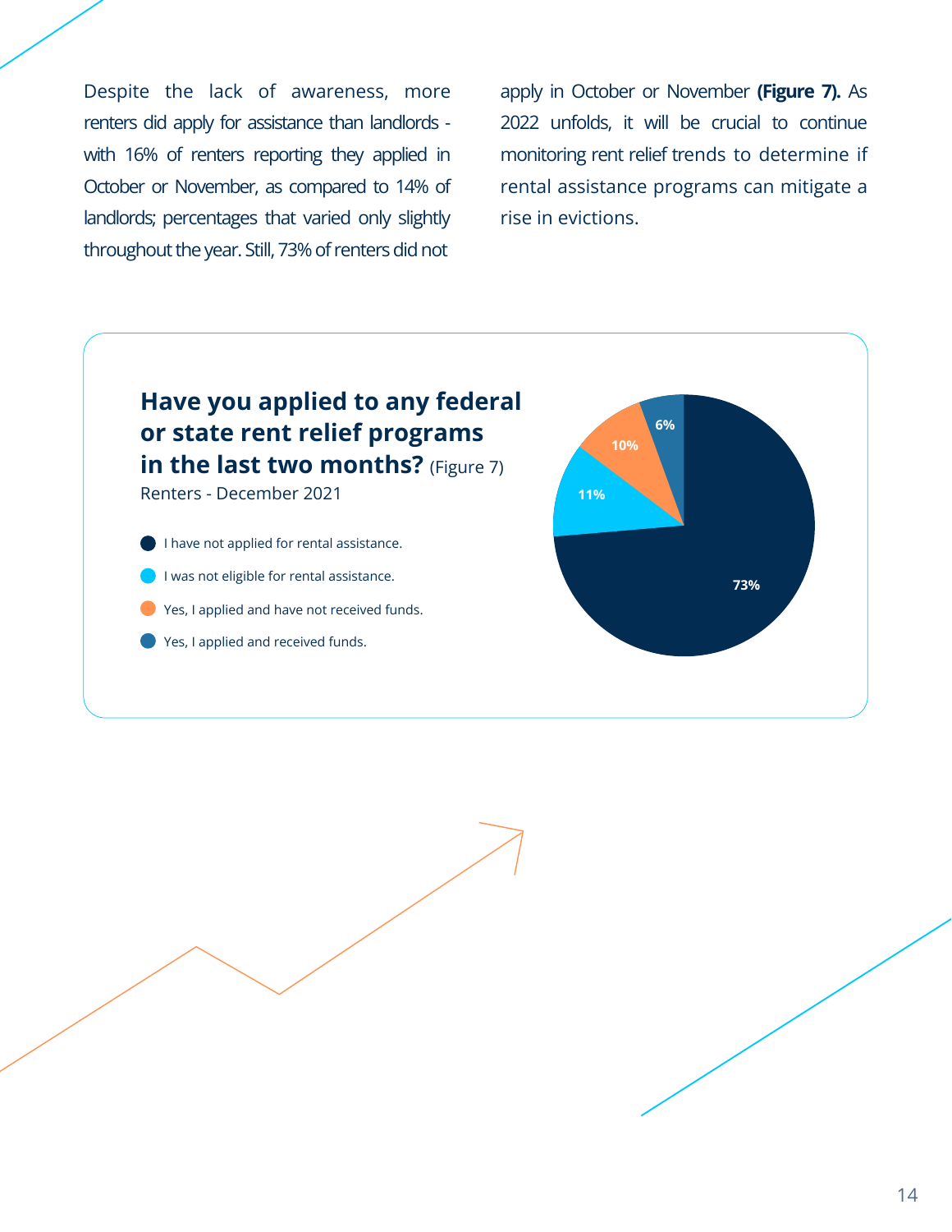Despite the lack of awareness, more renters did apply for assistance than landlords - with 16% of renters reporting they applied in October or November, as compared to 14% of landlords; percentages that varied only slightly throughout the year. Still, 73% of renters did not apply in October or November **(Figure 7).** As 2022 unfolds, it will be crucial to continue monitoring rent relief trends to determine if rental assistance programs can mitigate a rise in evictions.

**Have you applied to any federal or state rent relief programs in the last two months?** (Figure 7)

Renters - December 2021

- I have not applied for rental assistance.
- I was not eligible for rental assistance.
- Yes, I applied and have not received funds.
- Yes, I applied and received funds.

73%

11%

10%

6%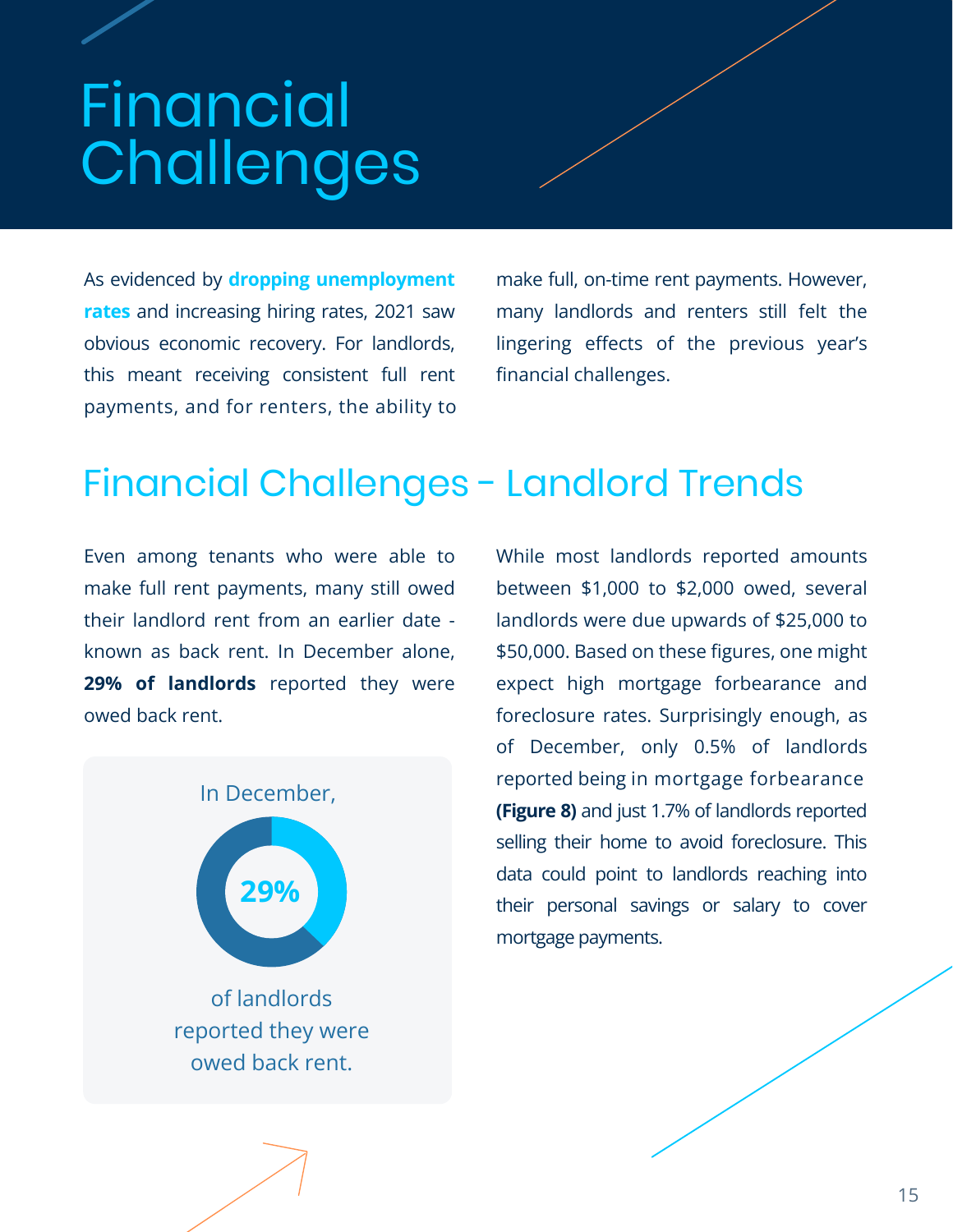# Financial Challenges

As evidenced by **dropping unemployment rates** and increasing hiring rates, 2021 saw obvious economic recovery. For landlords, this meant receiving consistent full rent payments, and for renters, the ability to make full, on-time rent payments. However, many landlords and renters still felt the lingering effects of the previous year's financial challenges.

## Financial Challenges - Landlord Trends

Even among tenants who were able to make full rent payments, many still owed their landlord rent from an earlier date - known as back rent. In December alone, **29% of landlords** reported they were owed back rent.

In December,

29%

of landlords reported they were owed back rent.

While most landlords reported amounts between $1,000 to $2,000 owed, several landlords were due upwards of $25,000 to $50,000. Based on these figures, one might expect high mortgage forbearance and foreclosure rates. Surprisingly enough, as of December, only 0.5% of landlords reported being in mortgage forbearance **(Figure 8)** and just 1.7% of landlords reported selling their home to avoid foreclosure. This data could point to landlords reaching into their personal savings or salary to cover mortgage payments.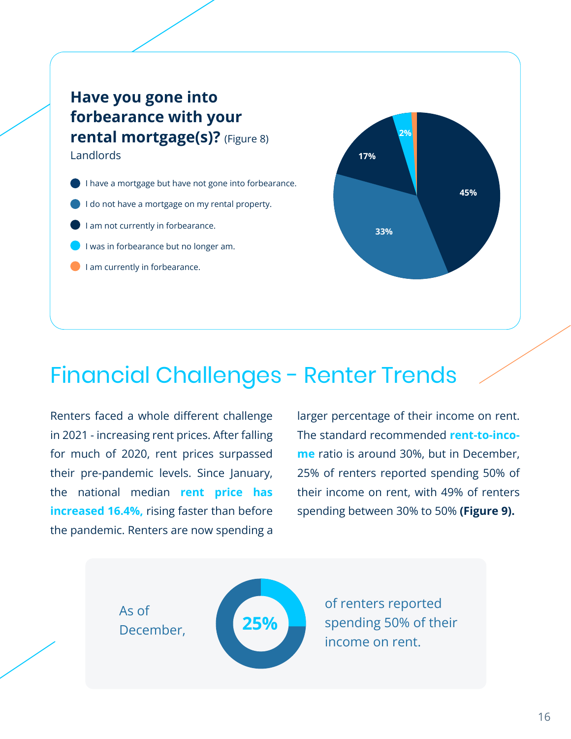**Have you gone into forbearance with your rental mortgage(s)?** (Figure 8)
Landlords

- I have a mortgage but have not gone into forbearance.
- I do not have a mortgage on my rental property.
- I am not currently in forbearance.
- I was in forbearance but no longer am.
- I am currently in forbearance.

45%
33%
17%
2%

## Financial Challenges - Renter Trends

Renters faced a whole different challenge in 2021 - increasing rent prices. After falling for much of 2020, rent prices surpassed their pre-pandemic levels. Since January, the national median **rent price has increased 16.4%,** rising faster than before the pandemic. Renters are now spending a larger percentage of their income on rent. The standard recommended **rent-to-income** ratio is around 30%, but in December, 25% of renters reported spending 50% of their income on rent, with 49% of renters spending between 30% to 50% **(Figure 9).**

As of December, **25%** of renters reported spending 50% of their income on rent.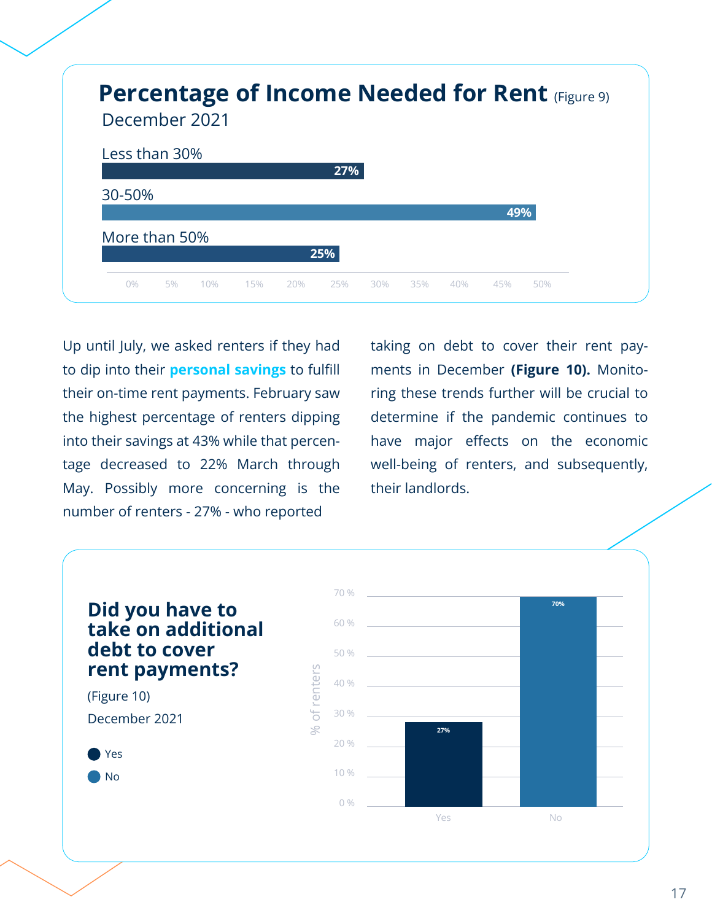## Percentage of Income Needed for Rent (Figure 9)

December 2021

Less than 30%
27%
30-50%
49%
More than 50%
25%

0% 5% 10% 15% 20% 25% 30% 35% 40% 45% 50%

Up until July, we asked renters if they had to dip into their **personal savings** to fulfill their on-time rent payments. February saw the highest percentage of renters dipping into their savings at 43% while that percentage decreased to 22% March through May. Possibly more concerning is the number of renters - 27% - who reported taking on debt to cover their rent payments in December **(Figure 10).** Monitoring these trends further will be crucial to determine if the pandemic continues to have major effects on the economic well-being of renters, and subsequently, their landlords.

## Did you have to take on additional debt to cover rent payments?

(Figure 10)

December 2021

Yes
No

70 %
60 %
50 %
40 %
30 %
20 %
10 %
0 %

% of renters

27%
70%

Yes
No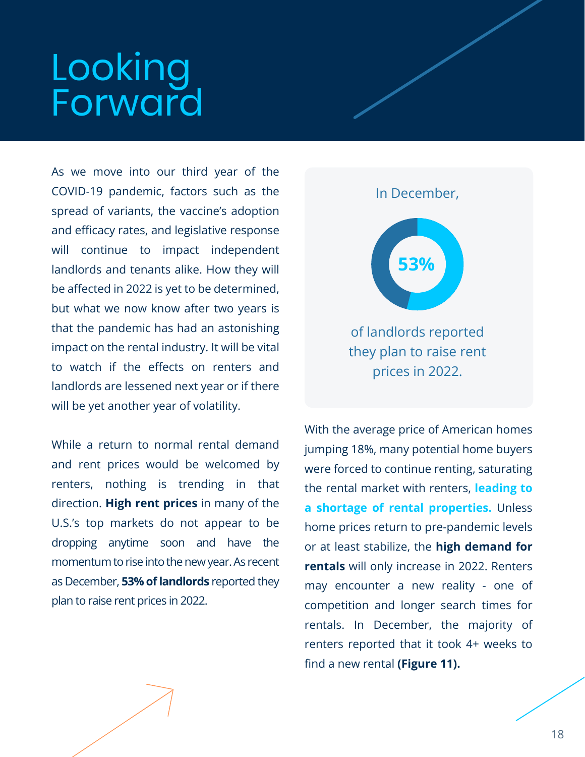# Looking Forward

As we move into our third year of the COVID-19 pandemic, factors such as the spread of variants, the vaccine's adoption and efficacy rates, and legislative response will continue to impact independent landlords and tenants alike. How they will be affected in 2022 is yet to be determined, but what we now know after two years is that the pandemic has had an astonishing impact on the rental industry. It will be vital to watch if the effects on renters and landlords are lessened next year or if there will be yet another year of volatility.

While a return to normal rental demand and rent prices would be welcomed by renters, nothing is trending in that direction. **High rent prices** in many of the U.S.'s top markets do not appear to be dropping anytime soon and have the momentum to rise into the new year. As recent as December, **53% of landlords** reported they plan to raise rent prices in 2022.

In December,

53%

of landlords reported they plan to raise rent prices in 2022.

With the average price of American homes jumping 18%, many potential home buyers were forced to continue renting, saturating the rental market with renters, **leading to a shortage of rental properties.** Unless home prices return to pre-pandemic levels or at least stabilize, the **high demand for rentals** will only increase in 2022. Renters may encounter a new reality - one of competition and longer search times for rentals. In December, the majority of renters reported that it took 4+ weeks to find a new rental **(Figure 11).**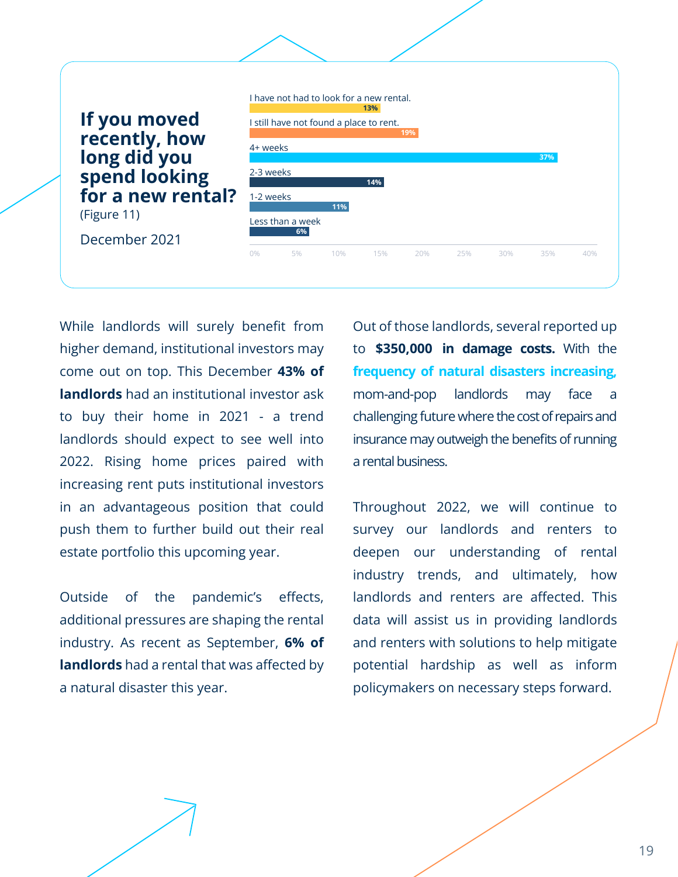## If you moved recently, how long did you spend looking for a new rental?

(Figure 11)

December 2021

I have not had to look for a new rental.
13%
I still have not found a place to rent.
19%
4+ weeks
37%
2-3 weeks
14%
1-2 weeks
11%
Less than a week
6%

0% 5% 10% 15% 20% 25% 30% 35% 40%

While landlords will surely benefit from higher demand, institutional investors may come out on top. This December **43% of landlords** had an institutional investor ask to buy their home in 2021 - a trend landlords should expect to see well into 2022. Rising home prices paired with increasing rent puts institutional investors in an advantageous position that could push them to further build out their real estate portfolio this upcoming year.

Outside of the pandemic's effects, additional pressures are shaping the rental industry. As recent as September, **6% of landlords** had a rental that was affected by a natural disaster this year.

Out of those landlords, several reported up to **$350,000 in damage costs.** With the **frequency of natural disasters increasing,** mom-and-pop landlords may face a challenging future where the cost of repairs and insurance may outweigh the benefits of running a rental business.

Throughout 2022, we will continue to survey our landlords and renters to deepen our understanding of rental industry trends, and ultimately, how landlords and renters are affected. This data will assist us in providing landlords and renters with solutions to help mitigate potential hardship as well as inform policymakers on necessary steps forward.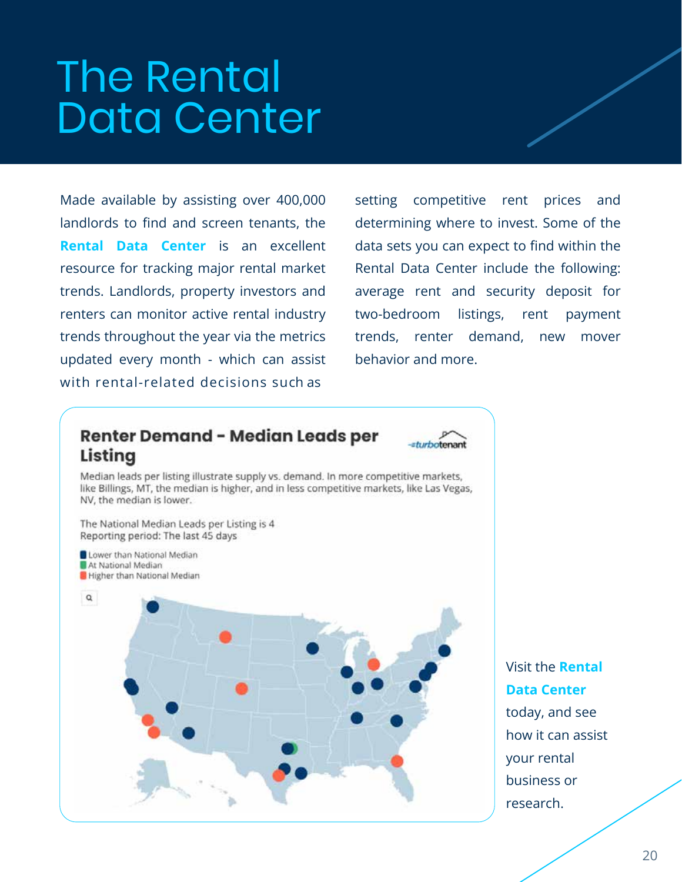# The Rental Data Center

Made available by assisting over 400,000 landlords to find and screen tenants, the **Rental Data Center** is an excellent resource for tracking major rental market trends. Landlords, property investors and renters can monitor active rental industry trends throughout the year via the metrics updated every month - which can assist with rental-related decisions such as setting competitive rent prices and determining where to invest. Some of the data sets you can expect to find within the Rental Data Center include the following: average rent and security deposit for two-bedroom listings, rent payment trends, renter demand, new mover behavior and more.

**Renter Demand - Median Leads per Listing**

turbotenant

Median leads per listing illustrate supply vs. demand. In more competitive markets, like Billings, MT, the median is higher, and in less competitive markets, like Las Vegas, NV, the median is lower.

The National Median Leads per Listing is 4

Reporting period: The last 45 days

Lower than National Median

At National Median

Higher than National Median

Visit the **Rental Data Center** today, and see how it can assist your rental business or research.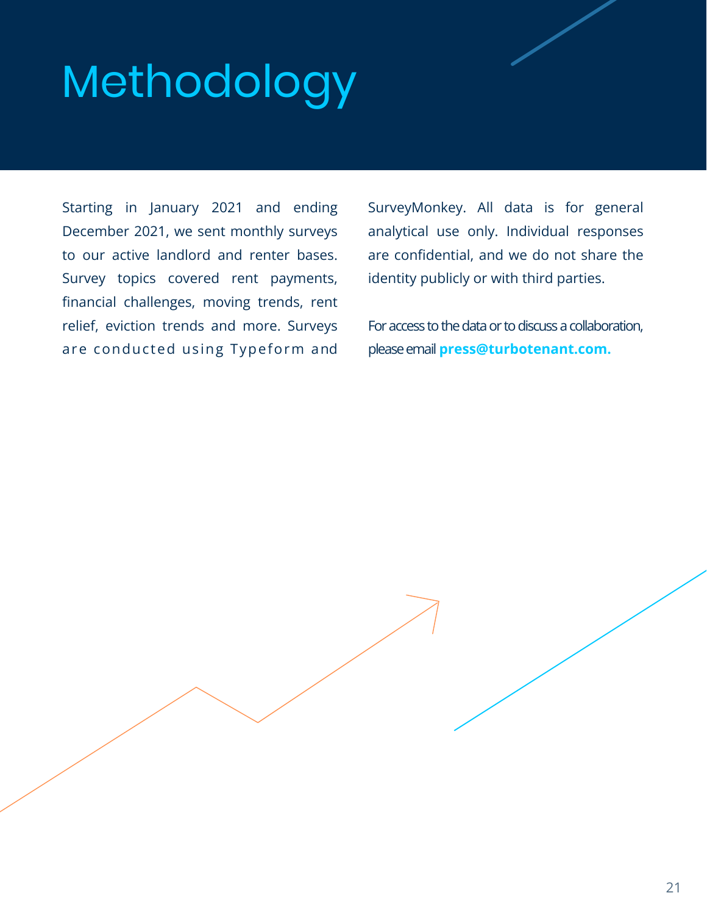# Methodology

Starting in January 2021 and ending December 2021, we sent monthly surveys to our active landlord and renter bases. Survey topics covered rent payments, financial challenges, moving trends, rent relief, eviction trends and more. Surveys are conducted using Typeform and SurveyMonkey. All data is for general analytical use only. Individual responses are confidential, and we do not share the identity publicly or with third parties.

For access to the data or to discuss a collaboration, please email **press@turbotenant.com.**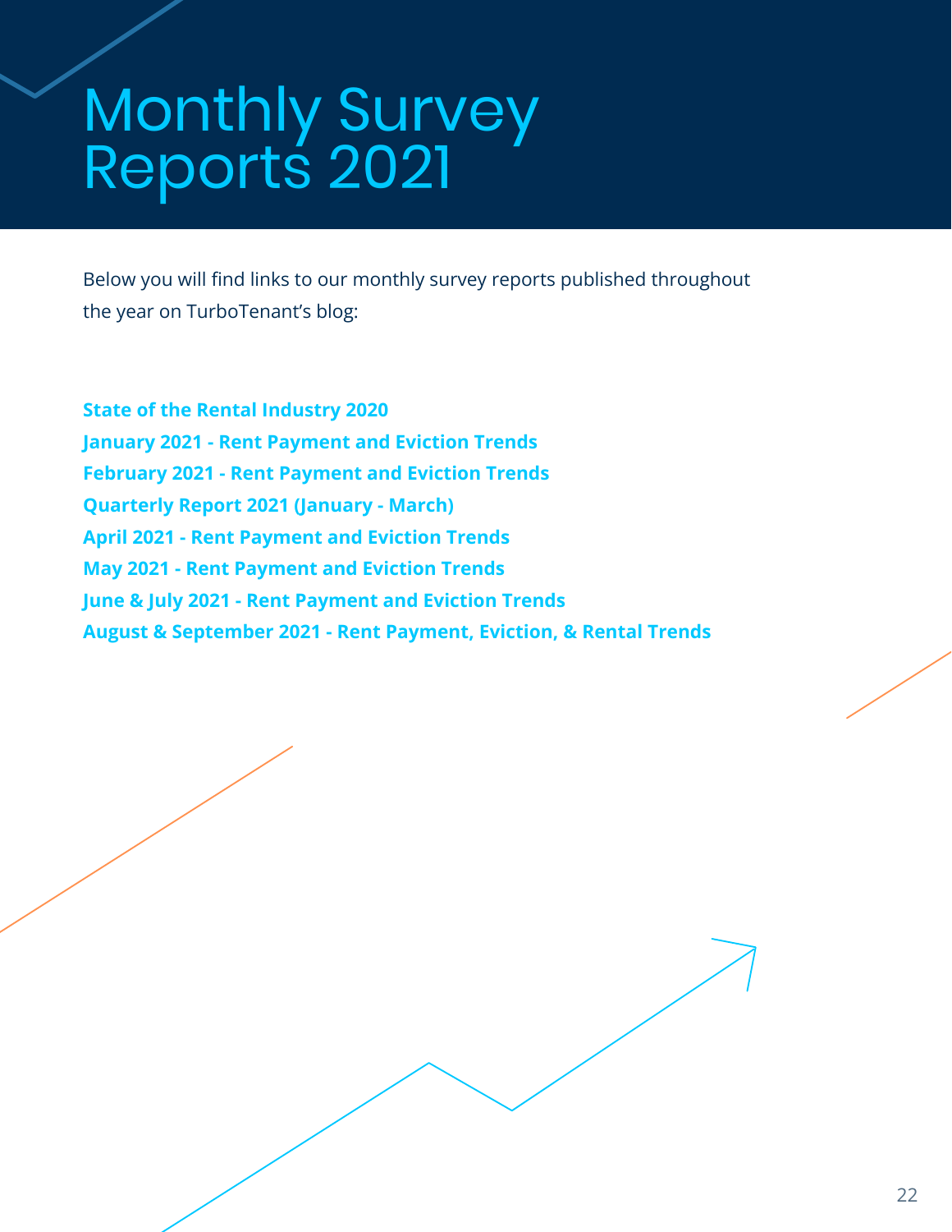# Monthly Survey Reports 2021

Below you will find links to our monthly survey reports published throughout the year on TurboTenant's blog:

**State of the Rental Industry 2020**
**January 2021 - Rent Payment and Eviction Trends**
**February 2021 - Rent Payment and Eviction Trends**
**Quarterly Report 2021 (January - March)**
**April 2021 - Rent Payment and Eviction Trends**
**May 2021 - Rent Payment and Eviction Trends**
**June & July 2021 - Rent Payment and Eviction Trends**
**August & September 2021 - Rent Payment, Eviction, & Rental Trends**